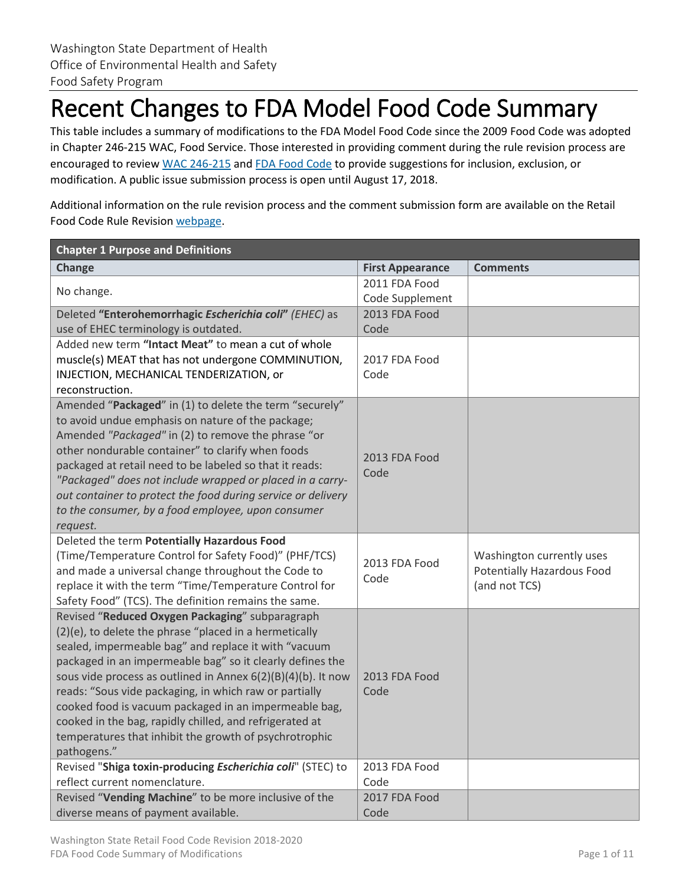Washington State Department of Health
Office of Environmental Health and Safety
Food Safety Program

# Recent Changes to FDA Model Food Code Summary

This table includes a summary of modifications to the FDA Model Food Code since the 2009 Food Code was adopted in Chapter 246-215 WAC, Food Service. Those interested in providing comment during the rule revision process are encouraged to review WAC 246-215 and FDA Food Code to provide suggestions for inclusion, exclusion, or modification. A public issue submission process is open until August 17, 2018.

Additional information on the rule revision process and the comment submission form are available on the Retail Food Code Rule Revision webpage.

| **Chapter 1 Purpose and Definitions** | | |
|---|---|---|
| **Change** | **First Appearance** | **Comments** |
| No change. | 2011 FDA Food Code Supplement | |
| Deleted **"Enterohemorrhagic *Escherichia coli*"** *(EHEC)* as use of EHEC terminology is outdated. | 2013 FDA Food Code | |
| Added new term **"Intact Meat"** to mean a cut of whole muscle(s) MEAT that has not undergone COMMINUTION, INJECTION, MECHANICAL TENDERIZATION, or reconstruction. | 2017 FDA Food Code | |
| Amended "**Packaged**" in (1) to delete the term "securely" to avoid undue emphasis on nature of the package; Amended *"Packaged"* in (2) to remove the phrase "or other nondurable container" to clarify when foods packaged at retail need to be labeled so that it reads: *"Packaged" does not include wrapped or placed in a carry-out container to protect the food during service or delivery to the consumer, by a food employee, upon consumer request.* | 2013 FDA Food Code | |
| Deleted the term **Potentially Hazardous Food** (Time/Temperature Control for Safety Food)" (PHF/TCS) and made a universal change throughout the Code to replace it with the term "Time/Temperature Control for Safety Food" (TCS). The definition remains the same. | 2013 FDA Food Code | Washington currently uses Potentially Hazardous Food (and not TCS) |
| Revised "**Reduced Oxygen Packaging**" subparagraph (2)(e), to delete the phrase "placed in a hermetically sealed, impermeable bag" and replace it with "vacuum packaged in an impermeable bag" so it clearly defines the sous vide process as outlined in Annex 6(2)(B)(4)(b). It now reads: "Sous vide packaging, in which raw or partially cooked food is vacuum packaged in an impermeable bag, cooked in the bag, rapidly chilled, and refrigerated at temperatures that inhibit the growth of psychrotrophic pathogens." | 2013 FDA Food Code | |
| Revised "**Shiga toxin-producing *Escherichia coli***" (STEC) to reflect current nomenclature. | 2013 FDA Food Code | |
| Revised "**Vending Machine**" to be more inclusive of the diverse means of payment available. | 2017 FDA Food Code | |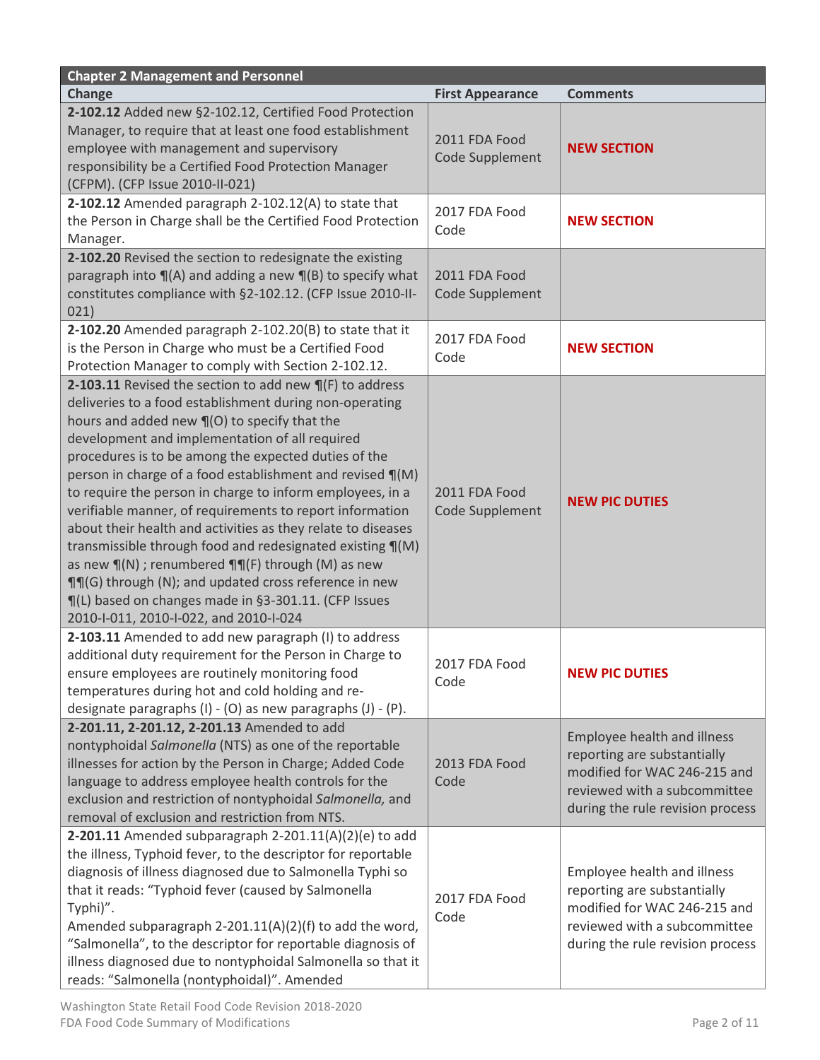| Chapter 2 Management and Personnel | | |
|---|---|---|
| **Change** | **First Appearance** | **Comments** |
| **2-102.12** Added new §2-102.12, Certified Food Protection Manager, to require that at least one food establishment employee with management and supervisory responsibility be a Certified Food Protection Manager (CFPM). (CFP Issue 2010-II-021) | 2011 FDA Food Code Supplement | **NEW SECTION** |
| **2-102.12** Amended paragraph 2-102.12(A) to state that the Person in Charge shall be the Certified Food Protection Manager. | 2017 FDA Food Code | **NEW SECTION** |
| **2-102.20** Revised the section to redesignate the existing paragraph into ¶(A) and adding a new ¶(B) to specify what constitutes compliance with §2-102.12. (CFP Issue 2010-II-021) | 2011 FDA Food Code Supplement | |
| **2-102.20** Amended paragraph 2-102.20(B) to state that it is the Person in Charge who must be a Certified Food Protection Manager to comply with Section 2-102.12. | 2017 FDA Food Code | **NEW SECTION** |
| **2-103.11** Revised the section to add new ¶(F) to address deliveries to a food establishment during non-operating hours and added new ¶(O) to specify that the development and implementation of all required procedures is to be among the expected duties of the person in charge of a food establishment and revised ¶(M) to require the person in charge to inform employees, in a verifiable manner, of requirements to report information about their health and activities as they relate to diseases transmissible through food and redesignated existing ¶(M) as new ¶(N) ; renumbered ¶¶(F) through (M) as new ¶¶(G) through (N); and updated cross reference in new ¶(L) based on changes made in §3-301.11. (CFP Issues 2010-I-011, 2010-I-022, and 2010-I-024 | 2011 FDA Food Code Supplement | **NEW PIC DUTIES** |
| **2-103.11** Amended to add new paragraph (I) to address additional duty requirement for the Person in Charge to ensure employees are routinely monitoring food temperatures during hot and cold holding and re-designate paragraphs (I) - (O) as new paragraphs (J) - (P). | 2017 FDA Food Code | **NEW PIC DUTIES** |
| **2-201.11, 2-201.12, 2-201.13** Amended to add nontyphoidal *Salmonella* (NTS) as one of the reportable illnesses for action by the Person in Charge; Added Code language to address employee health controls for the exclusion and restriction of nontyphoidal *Salmonella,* and removal of exclusion and restriction from NTS. | 2013 FDA Food Code | Employee health and illness reporting are substantially modified for WAC 246-215 and reviewed with a subcommittee during the rule revision process |
| **2-201.11** Amended subparagraph 2-201.11(A)(2)(e) to add the illness, Typhoid fever, to the descriptor for reportable diagnosis of illness diagnosed due to Salmonella Typhi so that it reads: "Typhoid fever (caused by Salmonella Typhi)".<br>Amended subparagraph 2-201.11(A)(2)(f) to add the word, "Salmonella", to the descriptor for reportable diagnosis of illness diagnosed due to nontyphoidal Salmonella so that it reads: "Salmonella (nontyphoidal)". Amended | 2017 FDA Food Code | Employee health and illness reporting are substantially modified for WAC 246-215 and reviewed with a subcommittee during the rule revision process |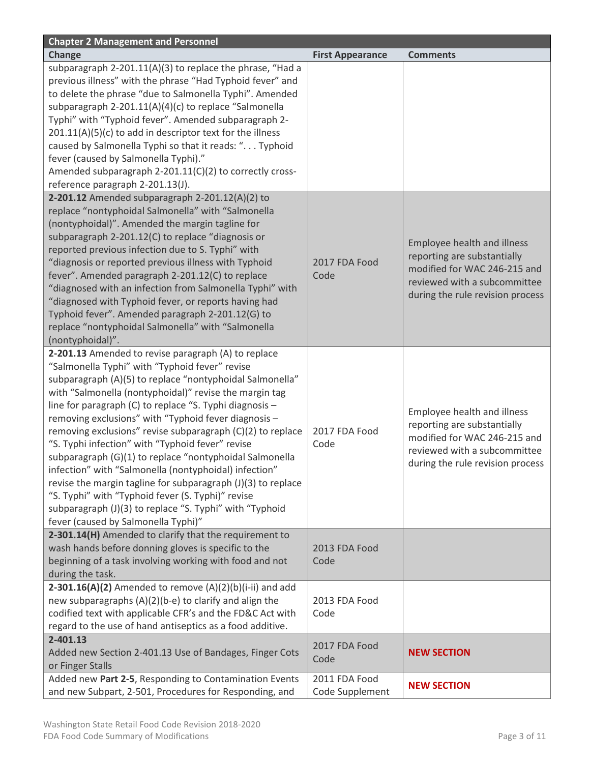| Chapter 2 Management and Personnel | | |
|---|---|---|
| **Change** | **First Appearance** | **Comments** |
| subparagraph 2-201.11(A)(3) to replace the phrase, "Had a previous illness" with the phrase "Had Typhoid fever" and to delete the phrase "due to Salmonella Typhi". Amended subparagraph 2-201.11(A)(4)(c) to replace "Salmonella Typhi" with "Typhoid fever". Amended subparagraph 2-201.11(A)(5)(c) to add in descriptor text for the illness caused by Salmonella Typhi so that it reads: ". . . Typhoid fever (caused by Salmonella Typhi)." Amended subparagraph 2-201.11(C)(2) to correctly cross-reference paragraph 2-201.13(J). | | |
| **2-201.12** Amended subparagraph 2-201.12(A)(2) to replace "nontyphoidal Salmonella" with "Salmonella (nontyphoidal)". Amended the margin tagline for subparagraph 2-201.12(C) to replace "diagnosis or reported previous infection due to S. Typhi" with "diagnosis or reported previous illness with Typhoid fever". Amended paragraph 2-201.12(C) to replace "diagnosed with an infection from Salmonella Typhi" with "diagnosed with Typhoid fever, or reports having had Typhoid fever". Amended paragraph 2-201.12(G) to replace "nontyphoidal Salmonella" with "Salmonella (nontyphoidal)". | 2017 FDA Food Code | Employee health and illness reporting are substantially modified for WAC 246-215 and reviewed with a subcommittee during the rule revision process |
| **2-201.13** Amended to revise paragraph (A) to replace "Salmonella Typhi" with "Typhoid fever" revise subparagraph (A)(5) to replace "nontyphoidal Salmonella" with "Salmonella (nontyphoidal)" revise the margin tag line for paragraph (C) to replace "S. Typhi diagnosis – removing exclusions" with "Typhoid fever diagnosis – removing exclusions" revise subparagraph (C)(2) to replace "S. Typhi infection" with "Typhoid fever" revise subparagraph (G)(1) to replace "nontyphoidal Salmonella infection" with "Salmonella (nontyphoidal) infection" revise the margin tagline for subparagraph (J)(3) to replace "S. Typhi" with "Typhoid fever (S. Typhi)" revise subparagraph (J)(3) to replace "S. Typhi" with "Typhoid fever (caused by Salmonella Typhi)" | 2017 FDA Food Code | Employee health and illness reporting are substantially modified for WAC 246-215 and reviewed with a subcommittee during the rule revision process |
| **2-301.14(H)** Amended to clarify that the requirement to wash hands before donning gloves is specific to the beginning of a task involving working with food and not during the task. | 2013 FDA Food Code | |
| **2-301.16(A)(2)** Amended to remove (A)(2)(b)(i-ii) and add new subparagraphs (A)(2)(b-e) to clarify and align the codified text with applicable CFR's and the FD&C Act with regard to the use of hand antiseptics as a food additive. | 2013 FDA Food Code | |
| **2-401.13** Added new Section 2-401.13 Use of Bandages, Finger Cots or Finger Stalls | 2017 FDA Food Code | **NEW SECTION** |
| Added new **Part 2-5**, Responding to Contamination Events and new Subpart, 2-501, Procedures for Responding, and | 2011 FDA Food Code Supplement | **NEW SECTION** |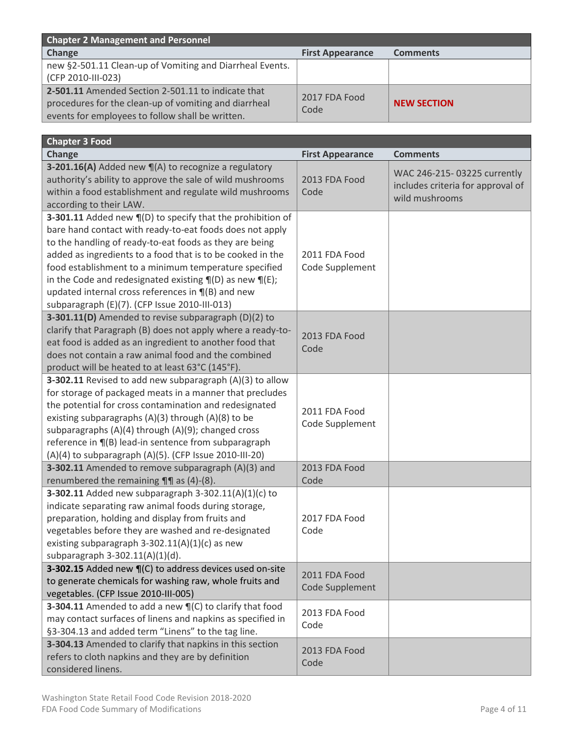| Chapter 2 Management and Personnel | | |
|---|---|---|
| **Change** | **First Appearance** | **Comments** |
| new §2-501.11 Clean-up of Vomiting and Diarrheal Events. (CFP 2010-III-023) | | |
| **2-501.11** Amended Section 2-501.11 to indicate that procedures for the clean-up of vomiting and diarrheal events for employees to follow shall be written. | 2017 FDA Food Code | **NEW SECTION** |

| Chapter 3 Food | | |
|---|---|---|
| **Change** | **First Appearance** | **Comments** |
| **3-201.16(A)** Added new ¶(A) to recognize a regulatory authority's ability to approve the sale of wild mushrooms within a food establishment and regulate wild mushrooms according to their LAW. | 2013 FDA Food Code | WAC 246-215- 03225 currently includes criteria for approval of wild mushrooms |
| **3-301.11** Added new ¶(D) to specify that the prohibition of bare hand contact with ready-to-eat foods does not apply to the handling of ready-to-eat foods as they are being added as ingredients to a food that is to be cooked in the food establishment to a minimum temperature specified in the Code and redesignated existing ¶(D) as new ¶(E); updated internal cross references in ¶(B) and new subparagraph (E)(7). (CFP Issue 2010-III-013) | 2011 FDA Food Code Supplement | |
| **3-301.11(D)** Amended to revise subparagraph (D)(2) to clarify that Paragraph (B) does not apply where a ready-to-eat food is added as an ingredient to another food that does not contain a raw animal food and the combined product will be heated to at least 63°C (145°F). | 2013 FDA Food Code | |
| **3-302.11** Revised to add new subparagraph (A)(3) to allow for storage of packaged meats in a manner that precludes the potential for cross contamination and redesignated existing subparagraphs (A)(3) through (A)(8) to be subparagraphs (A)(4) through (A)(9); changed cross reference in ¶(B) lead-in sentence from subparagraph (A)(4) to subparagraph (A)(5). (CFP Issue 2010-III-20) | 2011 FDA Food Code Supplement | |
| **3-302.11** Amended to remove subparagraph (A)(3) and renumbered the remaining ¶¶ as (4)-(8). | 2013 FDA Food Code | |
| **3-302.11** Added new subparagraph 3-302.11(A)(1)(c) to indicate separating raw animal foods during storage, preparation, holding and display from fruits and vegetables before they are washed and re-designated existing subparagraph 3-302.11(A)(1)(c) as new subparagraph 3-302.11(A)(1)(d). | 2017 FDA Food Code | |
| **3-302.15** Added new ¶(C) to address devices used on-site to generate chemicals for washing raw, whole fruits and vegetables. (CFP Issue 2010-III-005) | 2011 FDA Food Code Supplement | |
| **3-304.11** Amended to add a new ¶(C) to clarify that food may contact surfaces of linens and napkins as specified in §3-304.13 and added term "Linens" to the tag line. | 2013 FDA Food Code | |
| **3-304.13** Amended to clarify that napkins in this section refers to cloth napkins and they are by definition considered linens. | 2013 FDA Food Code | |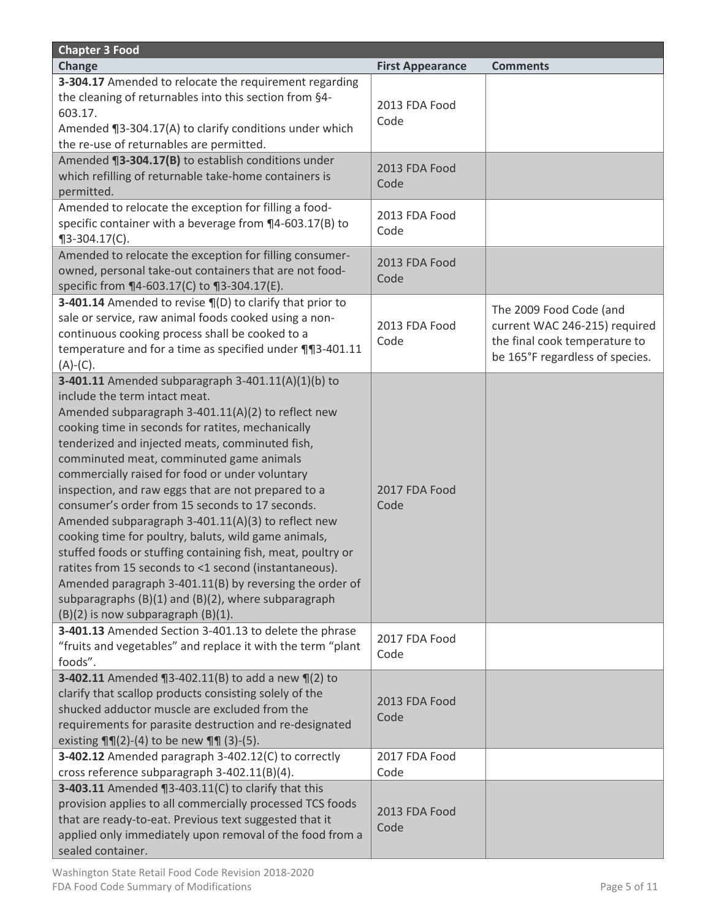| Chapter 3 Food | | |
|---|---|---|
| **Change** | **First Appearance** | **Comments** |
| **3-304.17** Amended to relocate the requirement regarding the cleaning of returnables into this section from §4-603.17. Amended ¶3-304.17(A) to clarify conditions under which the re-use of returnables are permitted. | 2013 FDA Food Code | |
| Amended **¶3-304.17(B)** to establish conditions under which refilling of returnable take-home containers is permitted. | 2013 FDA Food Code | |
| Amended to relocate the exception for filling a food-specific container with a beverage from ¶4-603.17(B) to ¶3-304.17(C). | 2013 FDA Food Code | |
| Amended to relocate the exception for filling consumer-owned, personal take-out containers that are not food-specific from ¶4-603.17(C) to ¶3-304.17(E). | 2013 FDA Food Code | |
| **3-401.14** Amended to revise ¶(D) to clarify that prior to sale or service, raw animal foods cooked using a non-continuous cooking process shall be cooked to a temperature and for a time as specified under ¶¶3-401.11 (A)-(C). | 2013 FDA Food Code | The 2009 Food Code (and current WAC 246-215) required the final cook temperature to be 165°F regardless of species. |
| **3-401.11** Amended subparagraph 3-401.11(A)(1)(b) to include the term intact meat. Amended subparagraph 3-401.11(A)(2) to reflect new cooking time in seconds for ratites, mechanically tenderized and injected meats, comminuted fish, comminuted meat, comminuted game animals commercially raised for food or under voluntary inspection, and raw eggs that are not prepared to a consumer's order from 15 seconds to 17 seconds. Amended subparagraph 3-401.11(A)(3) to reflect new cooking time for poultry, baluts, wild game animals, stuffed foods or stuffing containing fish, meat, poultry or ratites from 15 seconds to <1 second (instantaneous). Amended paragraph 3-401.11(B) by reversing the order of subparagraphs (B)(1) and (B)(2), where subparagraph (B)(2) is now subparagraph (B)(1). | 2017 FDA Food Code | |
| **3-401.13** Amended Section 3-401.13 to delete the phrase "fruits and vegetables" and replace it with the term "plant foods". | 2017 FDA Food Code | |
| **3-402.11** Amended ¶3-402.11(B) to add a new ¶(2) to clarify that scallop products consisting solely of the shucked adductor muscle are excluded from the requirements for parasite destruction and re-designated existing ¶¶(2)-(4) to be new ¶¶ (3)-(5). | 2013 FDA Food Code | |
| **3-402.12** Amended paragraph 3-402.12(C) to correctly cross reference subparagraph 3-402.11(B)(4). | 2017 FDA Food Code | |
| **3-403.11** Amended ¶3-403.11(C) to clarify that this provision applies to all commercially processed TCS foods that are ready-to-eat. Previous text suggested that it applied only immediately upon removal of the food from a sealed container. | 2013 FDA Food Code | |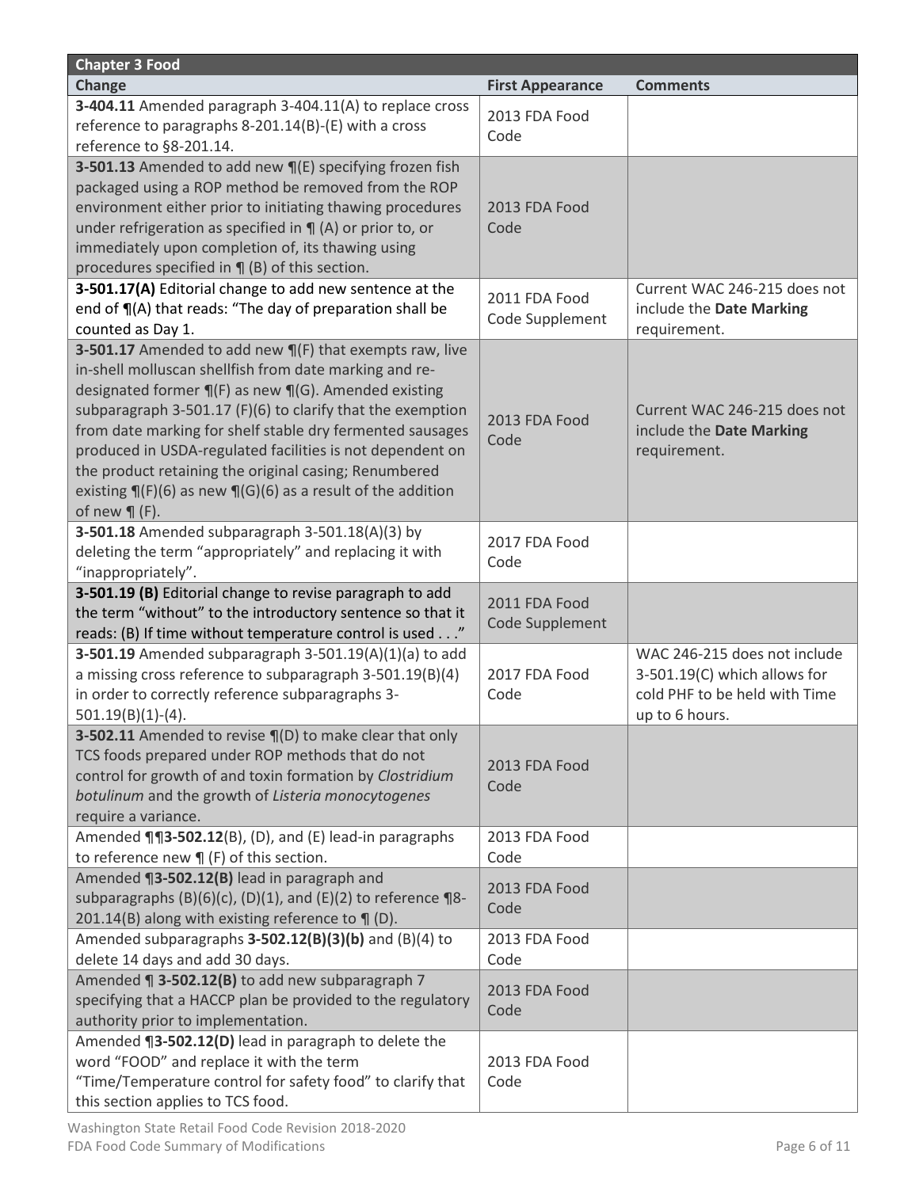| Chapter 3 Food | | |
|---|---|---|
| **Change** | **First Appearance** | **Comments** |
| **3-404.11** Amended paragraph 3-404.11(A) to replace cross reference to paragraphs 8-201.14(B)-(E) with a cross reference to §8-201.14. | 2013 FDA Food Code | |
| **3-501.13** Amended to add new ¶(E) specifying frozen fish packaged using a ROP method be removed from the ROP environment either prior to initiating thawing procedures under refrigeration as specified in ¶ (A) or prior to, or immediately upon completion of, its thawing using procedures specified in ¶ (B) of this section. | 2013 FDA Food Code | |
| **3-501.17(A)** Editorial change to add new sentence at the end of ¶(A) that reads: "The day of preparation shall be counted as Day 1. | 2011 FDA Food Code Supplement | Current WAC 246-215 does not include the **Date Marking** requirement. |
| **3-501.17** Amended to add new ¶(F) that exempts raw, live in-shell molluscan shellfish from date marking and re-designated former ¶(F) as new ¶(G). Amended existing subparagraph 3-501.17 (F)(6) to clarify that the exemption from date marking for shelf stable dry fermented sausages produced in USDA-regulated facilities is not dependent on the product retaining the original casing; Renumbered existing ¶(F)(6) as new ¶(G)(6) as a result of the addition of new ¶ (F). | 2013 FDA Food Code | Current WAC 246-215 does not include the **Date Marking** requirement. |
| **3-501.18** Amended subparagraph 3-501.18(A)(3) by deleting the term "appropriately" and replacing it with "inappropriately". | 2017 FDA Food Code | |
| **3-501.19 (B)** Editorial change to revise paragraph to add the term "without" to the introductory sentence so that it reads: (B) If time without temperature control is used . . ." | 2011 FDA Food Code Supplement | |
| **3-501.19** Amended subparagraph 3-501.19(A)(1)(a) to add a missing cross reference to subparagraph 3-501.19(B)(4) in order to correctly reference subparagraphs 3-501.19(B)(1)-(4). | 2017 FDA Food Code | WAC 246-215 does not include 3-501.19(C) which allows for cold PHF to be held with Time up to 6 hours. |
| **3-502.11** Amended to revise ¶(D) to make clear that only TCS foods prepared under ROP methods that do not control for growth of and toxin formation by *Clostridium botulinum* and the growth of *Listeria monocytogenes* require a variance. | 2013 FDA Food Code | |
| Amended ¶¶**3-502.12**(B), (D), and (E) lead-in paragraphs to reference new ¶ (F) of this section. | 2013 FDA Food Code | |
| Amended ¶**3-502.12(B)** lead in paragraph and subparagraphs (B)(6)(c), (D)(1), and (E)(2) to reference ¶8-201.14(B) along with existing reference to ¶ (D). | 2013 FDA Food Code | |
| Amended subparagraphs **3-502.12(B)(3)(b)** and (B)(4) to delete 14 days and add 30 days. | 2013 FDA Food Code | |
| Amended ¶ **3-502.12(B)** to add new subparagraph 7 specifying that a HACCP plan be provided to the regulatory authority prior to implementation. | 2013 FDA Food Code | |
| Amended ¶**3-502.12(D)** lead in paragraph to delete the word "FOOD" and replace it with the term "Time/Temperature control for safety food" to clarify that this section applies to TCS food. | 2013 FDA Food Code | |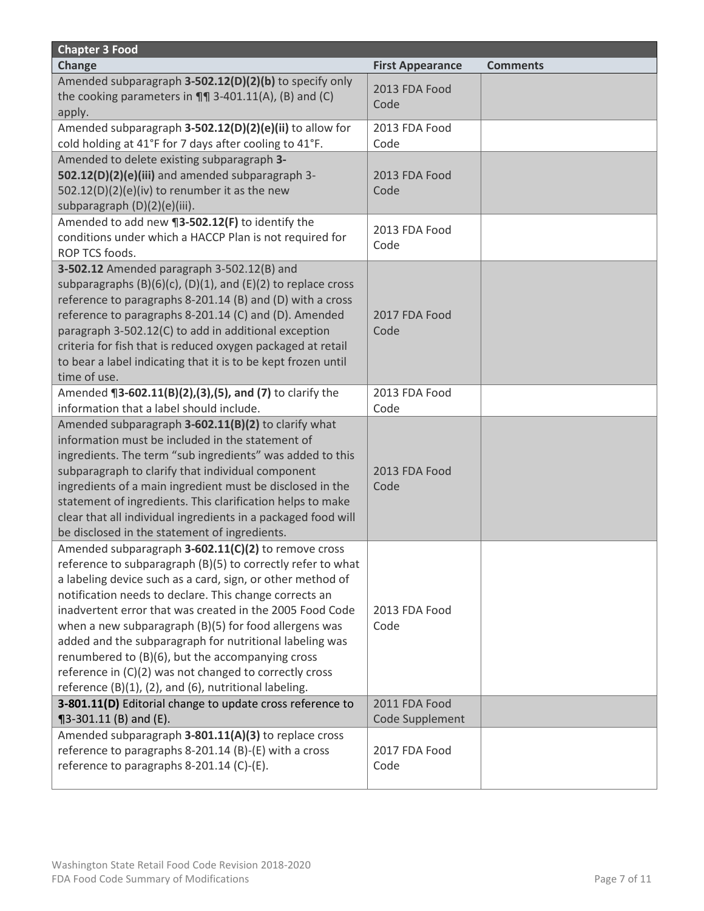| Chapter 3 Food | | |
|---|---|---|
| **Change** | **First Appearance** | **Comments** |
| Amended subparagraph **3-502.12(D)(2)(b)** to specify only the cooking parameters in ¶¶ 3-401.11(A), (B) and (C) apply. | 2013 FDA Food Code | |
| Amended subparagraph **3-502.12(D)(2)(e)(ii)** to allow for cold holding at 41°F for 7 days after cooling to 41°F. | 2013 FDA Food Code | |
| Amended to delete existing subparagraph **3-502.12(D)(2)(e)(iii)** and amended subparagraph 3-502.12(D)(2)(e)(iv) to renumber it as the new subparagraph (D)(2)(e)(iii). | 2013 FDA Food Code | |
| Amended to add new **¶3-502.12(F)** to identify the conditions under which a HACCP Plan is not required for ROP TCS foods. | 2013 FDA Food Code | |
| **3-502.12** Amended paragraph 3-502.12(B) and subparagraphs (B)(6)(c), (D)(1), and (E)(2) to replace cross reference to paragraphs 8-201.14 (B) and (D) with a cross reference to paragraphs 8-201.14 (C) and (D). Amended paragraph 3-502.12(C) to add in additional exception criteria for fish that is reduced oxygen packaged at retail to bear a label indicating that it is to be kept frozen until time of use. | 2017 FDA Food Code | |
| Amended **¶3-602.11(B)(2),(3),(5), and (7)** to clarify the information that a label should include. | 2013 FDA Food Code | |
| Amended subparagraph **3-602.11(B)(2)** to clarify what information must be included in the statement of ingredients. The term "sub ingredients" was added to this subparagraph to clarify that individual component ingredients of a main ingredient must be disclosed in the statement of ingredients. This clarification helps to make clear that all individual ingredients in a packaged food will be disclosed in the statement of ingredients. | 2013 FDA Food Code | |
| Amended subparagraph **3-602.11(C)(2)** to remove cross reference to subparagraph (B)(5) to correctly refer to what a labeling device such as a card, sign, or other method of notification needs to declare. This change corrects an inadvertent error that was created in the 2005 Food Code when a new subparagraph (B)(5) for food allergens was added and the subparagraph for nutritional labeling was renumbered to (B)(6), but the accompanying cross reference in (C)(2) was not changed to correctly cross reference (B)(1), (2), and (6), nutritional labeling. | 2013 FDA Food Code | |
| **3-801.11(D)** Editorial change to update cross reference to ¶3-301.11 (B) and (E). | 2011 FDA Food Code Supplement | |
| Amended subparagraph **3-801.11(A)(3)** to replace cross reference to paragraphs 8-201.14 (B)-(E) with a cross reference to paragraphs 8-201.14 (C)-(E). | 2017 FDA Food Code | |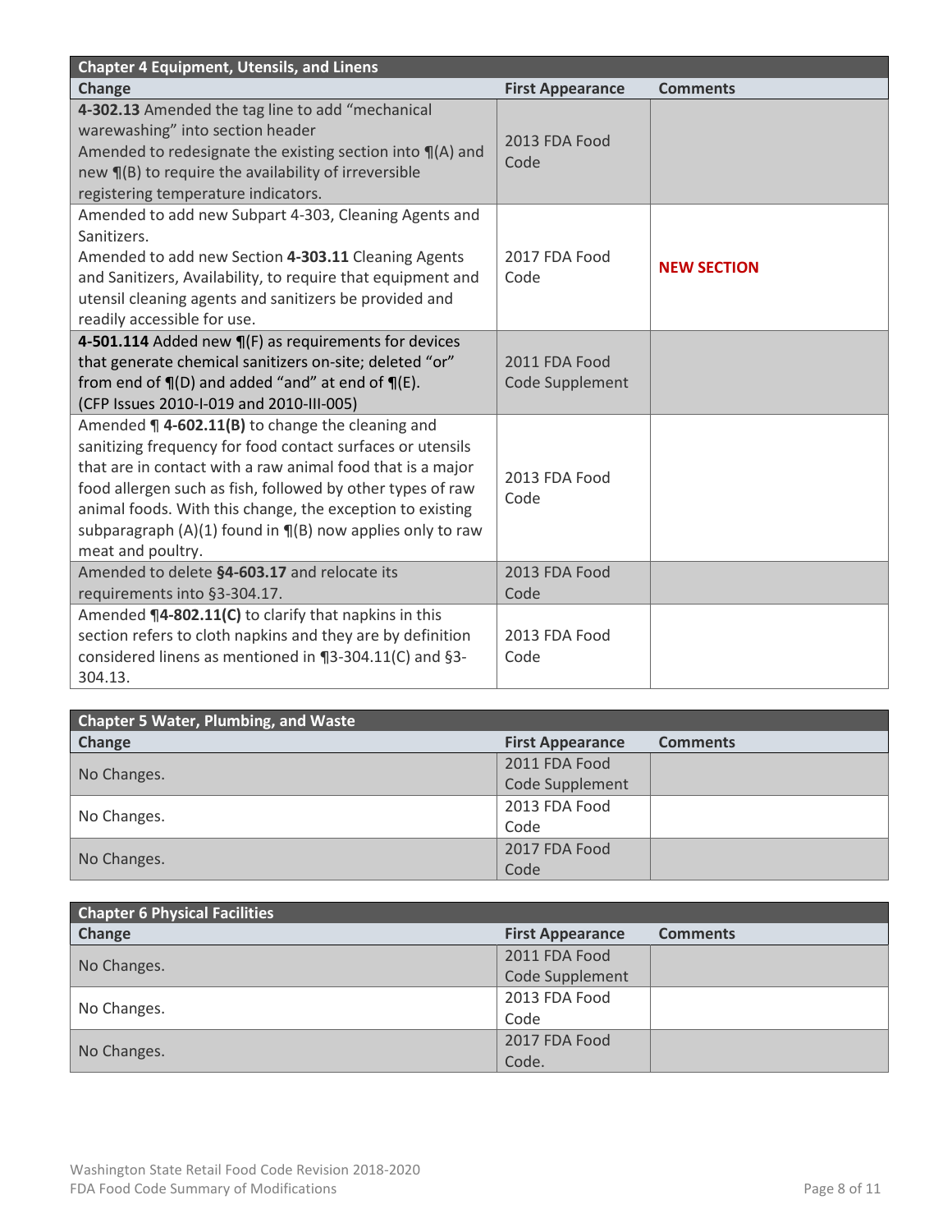| Chapter 4 Equipment, Utensils, and Linens | | |
|---|---|---|
| **Change** | **First Appearance** | **Comments** |
| **4-302.13** Amended the tag line to add "mechanical warewashing" into section header<br>Amended to redesignate the existing section into ¶(A) and new ¶(B) to require the availability of irreversible registering temperature indicators. | 2013 FDA Food Code | |
| Amended to add new Subpart 4-303, Cleaning Agents and Sanitizers.<br>Amended to add new Section **4-303.11** Cleaning Agents and Sanitizers, Availability, to require that equipment and utensil cleaning agents and sanitizers be provided and readily accessible for use. | 2017 FDA Food Code | **NEW SECTION** |
| **4-501.114** Added new ¶(F) as requirements for devices that generate chemical sanitizers on-site; deleted "or" from end of ¶(D) and added "and" at end of ¶(E). (CFP Issues 2010-I-019 and 2010-III-005) | 2011 FDA Food Code Supplement | |
| Amended ¶ **4-602.11(B)** to change the cleaning and sanitizing frequency for food contact surfaces or utensils that are in contact with a raw animal food that is a major food allergen such as fish, followed by other types of raw animal foods. With this change, the exception to existing subparagraph (A)(1) found in ¶(B) now applies only to raw meat and poultry. | 2013 FDA Food Code | |
| Amended to delete **§4-603.17** and relocate its requirements into §3-304.17. | 2013 FDA Food Code | |
| Amended **¶4-802.11(C)** to clarify that napkins in this section refers to cloth napkins and they are by definition considered linens as mentioned in ¶3-304.11(C) and §3-304.13. | 2013 FDA Food Code | |

| Chapter 5 Water, Plumbing, and Waste | | |
|---|---|---|
| **Change** | **First Appearance** | **Comments** |
| No Changes. | 2011 FDA Food Code Supplement | |
| No Changes. | 2013 FDA Food Code | |
| No Changes. | 2017 FDA Food Code | |

| Chapter 6 Physical Facilities | | |
|---|---|---|
| **Change** | **First Appearance** | **Comments** |
| No Changes. | 2011 FDA Food Code Supplement | |
| No Changes. | 2013 FDA Food Code | |
| No Changes. | 2017 FDA Food Code. | |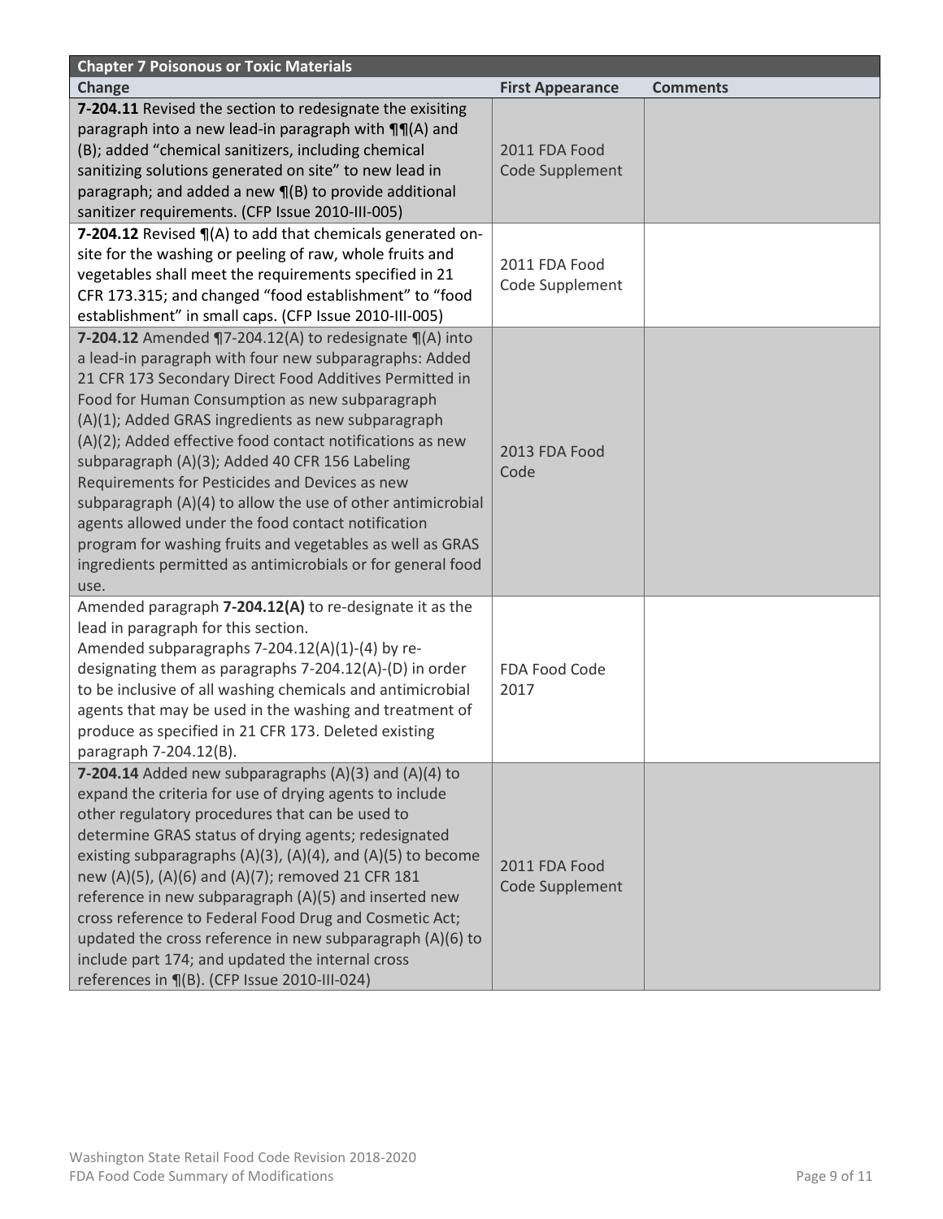| Chapter 7 Poisonous or Toxic Materials | | |
|---|---|---|
| **Change** | **First Appearance** | **Comments** |
| **7-204.11** Revised the section to redesignate the exisiting paragraph into a new lead-in paragraph with ¶¶(A) and (B); added "chemical sanitizers, including chemical sanitizing solutions generated on site" to new lead in paragraph; and added a new ¶(B) to provide additional sanitizer requirements. (CFP Issue 2010-III-005) | 2011 FDA Food Code Supplement | |
| **7-204.12** Revised ¶(A) to add that chemicals generated on-site for the washing or peeling of raw, whole fruits and vegetables shall meet the requirements specified in 21 CFR 173.315; and changed "food establishment" to "food establishment" in small caps. (CFP Issue 2010-III-005) | 2011 FDA Food Code Supplement | |
| **7-204.12** Amended ¶7-204.12(A) to redesignate ¶(A) into a lead-in paragraph with four new subparagraphs: Added 21 CFR 173 Secondary Direct Food Additives Permitted in Food for Human Consumption as new subparagraph (A)(1); Added GRAS ingredients as new subparagraph (A)(2); Added effective food contact notifications as new subparagraph (A)(3); Added 40 CFR 156 Labeling Requirements for Pesticides and Devices as new subparagraph (A)(4) to allow the use of other antimicrobial agents allowed under the food contact notification program for washing fruits and vegetables as well as GRAS ingredients permitted as antimicrobials or for general food use. | 2013 FDA Food Code | |
| Amended paragraph **7-204.12(A)** to re-designate it as the lead in paragraph for this section.<br>Amended subparagraphs 7-204.12(A)(1)-(4) by re-designating them as paragraphs 7-204.12(A)-(D) in order to be inclusive of all washing chemicals and antimicrobial agents that may be used in the washing and treatment of produce as specified in 21 CFR 173. Deleted existing paragraph 7-204.12(B). | FDA Food Code 2017 | |
| **7-204.14** Added new subparagraphs (A)(3) and (A)(4) to expand the criteria for use of drying agents to include other regulatory procedures that can be used to determine GRAS status of drying agents; redesignated existing subparagraphs (A)(3), (A)(4), and (A)(5) to become new (A)(5), (A)(6) and (A)(7); removed 21 CFR 181 reference in new subparagraph (A)(5) and inserted new cross reference to Federal Food Drug and Cosmetic Act; updated the cross reference in new subparagraph (A)(6) to include part 174; and updated the internal cross references in ¶(B). (CFP Issue 2010-III-024) | 2011 FDA Food Code Supplement | |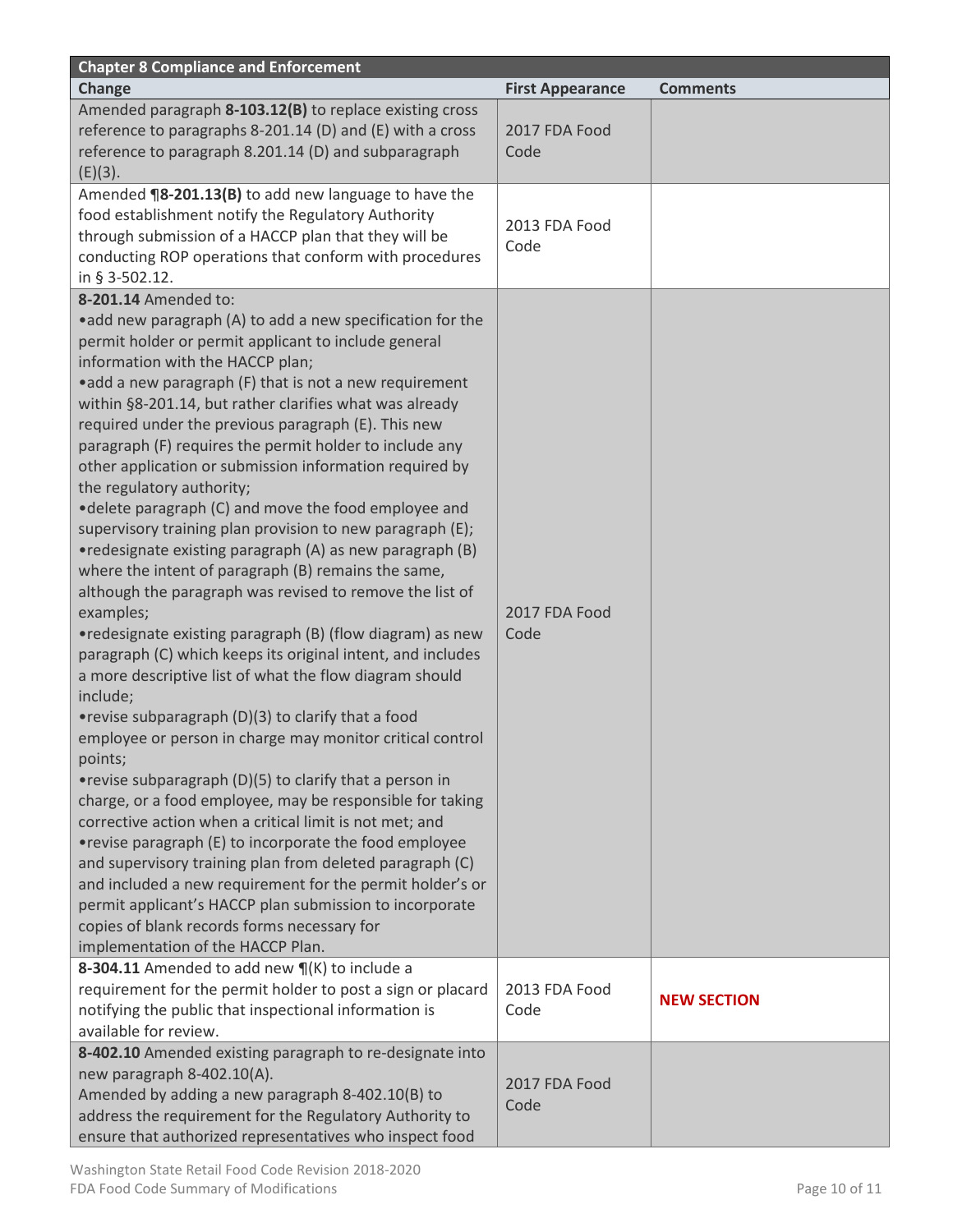| Chapter 8 Compliance and Enforcement | | |
|---|---|---|
| **Change** | **First Appearance** | **Comments** |
| Amended paragraph **8-103.12(B)** to replace existing cross reference to paragraphs 8-201.14 (D) and (E) with a cross reference to paragraph 8.201.14 (D) and subparagraph (E)(3). | 2017 FDA Food Code | |
| Amended **¶8-201.13(B)** to add new language to have the food establishment notify the Regulatory Authority through submission of a HACCP plan that they will be conducting ROP operations that conform with procedures in § 3-502.12. | 2013 FDA Food Code | |
| **8-201.14** Amended to:<br>•add new paragraph (A) to add a new specification for the permit holder or permit applicant to include general information with the HACCP plan;<br>•add a new paragraph (F) that is not a new requirement within §8-201.14, but rather clarifies what was already required under the previous paragraph (E). This new paragraph (F) requires the permit holder to include any other application or submission information required by the regulatory authority;<br>•delete paragraph (C) and move the food employee and supervisory training plan provision to new paragraph (E);<br>•redesignate existing paragraph (A) as new paragraph (B) where the intent of paragraph (B) remains the same, although the paragraph was revised to remove the list of examples;<br>•redesignate existing paragraph (B) (flow diagram) as new paragraph (C) which keeps its original intent, and includes a more descriptive list of what the flow diagram should include;<br>•revise subparagraph (D)(3) to clarify that a food employee or person in charge may monitor critical control points;<br>•revise subparagraph (D)(5) to clarify that a person in charge, or a food employee, may be responsible for taking corrective action when a critical limit is not met; and<br>•revise paragraph (E) to incorporate the food employee and supervisory training plan from deleted paragraph (C) and included a new requirement for the permit holder's or permit applicant's HACCP plan submission to incorporate copies of blank records forms necessary for implementation of the HACCP Plan. | 2017 FDA Food Code | |
| **8-304.11** Amended to add new ¶(K) to include a requirement for the permit holder to post a sign or placard notifying the public that inspectional information is available for review. | 2013 FDA Food Code | **NEW SECTION** |
| **8-402.10** Amended existing paragraph to re-designate into new paragraph 8-402.10(A).<br>Amended by adding a new paragraph 8-402.10(B) to address the requirement for the Regulatory Authority to ensure that authorized representatives who inspect food | 2017 FDA Food Code | |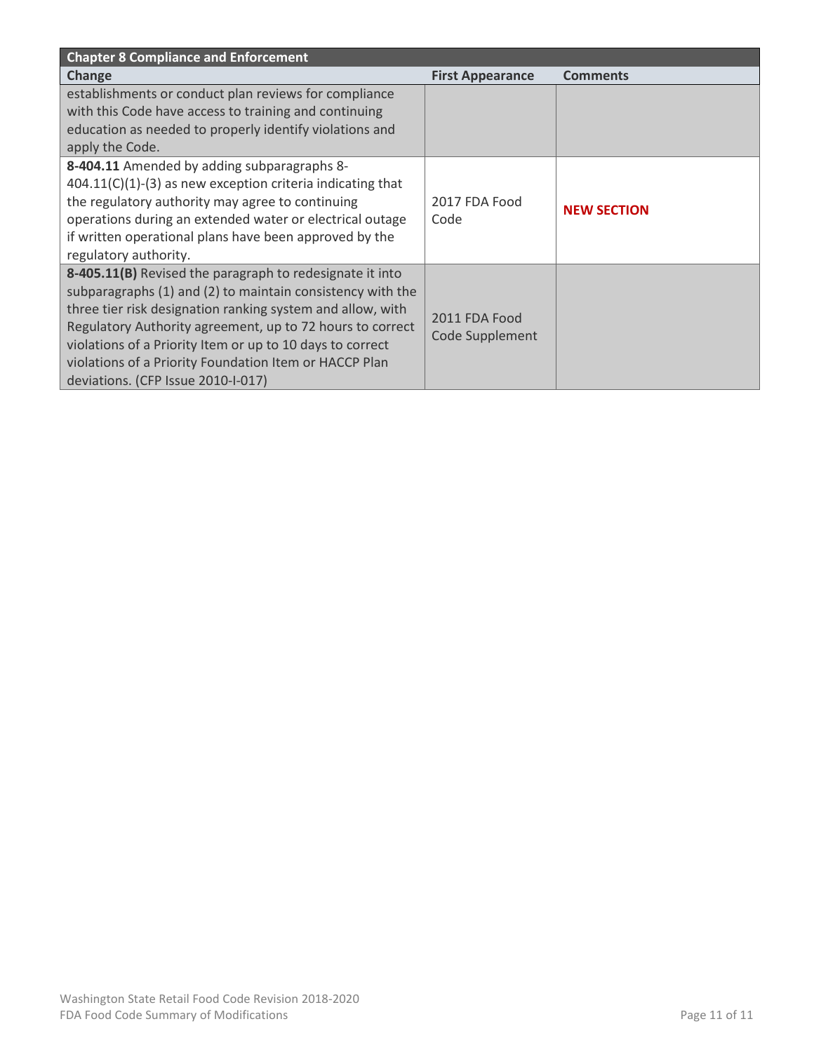| Chapter 8 Compliance and Enforcement | | |
|---|---|---|
| **Change** | **First Appearance** | **Comments** |
| establishments or conduct plan reviews for compliance with this Code have access to training and continuing education as needed to properly identify violations and apply the Code. | | |
| **8-404.11** Amended by adding subparagraphs 8-404.11(C)(1)-(3) as new exception criteria indicating that the regulatory authority may agree to continuing operations during an extended water or electrical outage if written operational plans have been approved by the regulatory authority. | 2017 FDA Food Code | **NEW SECTION** |
| **8-405.11(B)** Revised the paragraph to redesignate it into subparagraphs (1) and (2) to maintain consistency with the three tier risk designation ranking system and allow, with Regulatory Authority agreement, up to 72 hours to correct violations of a Priority Item or up to 10 days to correct violations of a Priority Foundation Item or HACCP Plan deviations. (CFP Issue 2010-I-017) | 2011 FDA Food Code Supplement | |